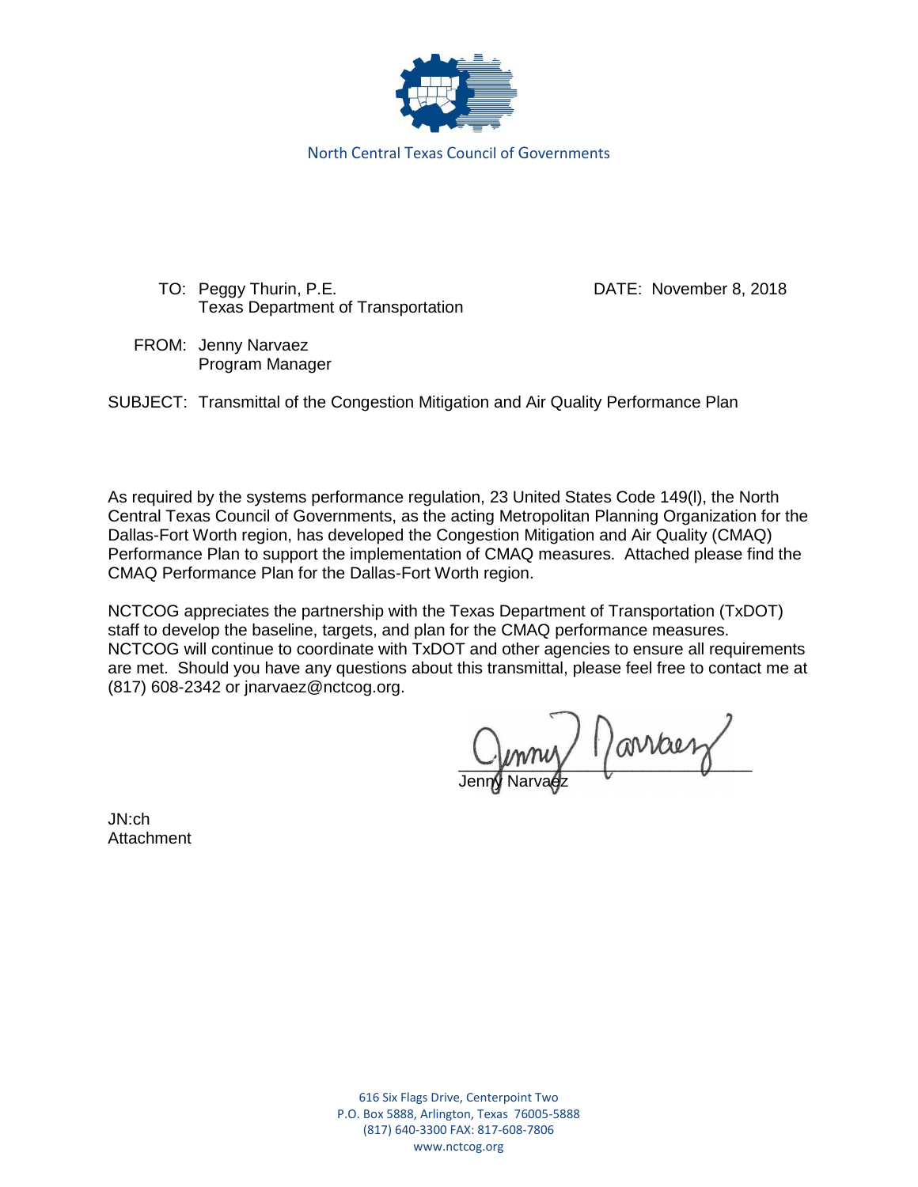North Central Texas Council of Governments

TO: Peggy Thurin, P.E.
Texas Department of Transportation

DATE: November 8, 2018

FROM: Jenny Narvaez
Program Manager

SUBJECT: Transmittal of the Congestion Mitigation and Air Quality Performance Plan

As required by the systems performance regulation, 23 United States Code 149(l), the North Central Texas Council of Governments, as the acting Metropolitan Planning Organization for the Dallas-Fort Worth region, has developed the Congestion Mitigation and Air Quality (CMAQ) Performance Plan to support the implementation of CMAQ measures. Attached please find the CMAQ Performance Plan for the Dallas-Fort Worth region.

NCTCOG appreciates the partnership with the Texas Department of Transportation (TxDOT) staff to develop the baseline, targets, and plan for the CMAQ performance measures. NCTCOG will continue to coordinate with TxDOT and other agencies to ensure all requirements are met. Should you have any questions about this transmittal, please feel free to contact me at (817) 608-2342 or jnarvaez@nctcog.org.

Jenny Narvaez

JN:ch
Attachment

616 Six Flags Drive, Centerpoint Two
P.O. Box 5888, Arlington, Texas 76005-5888
(817) 640-3300 FAX: 817-608-7806
www.nctcog.org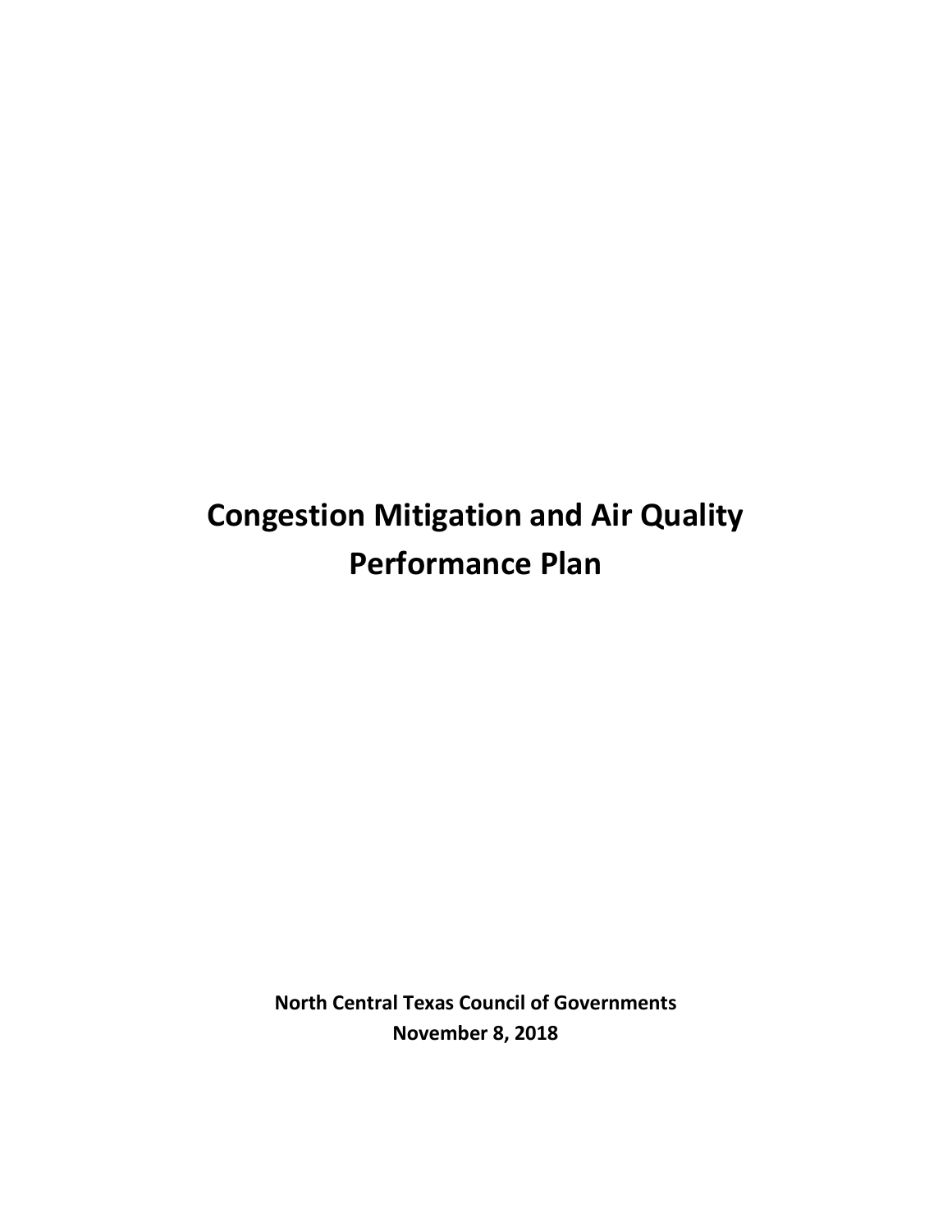# Congestion Mitigation and Air Quality Performance Plan

**North Central Texas Council of Governments**
**November 8, 2018**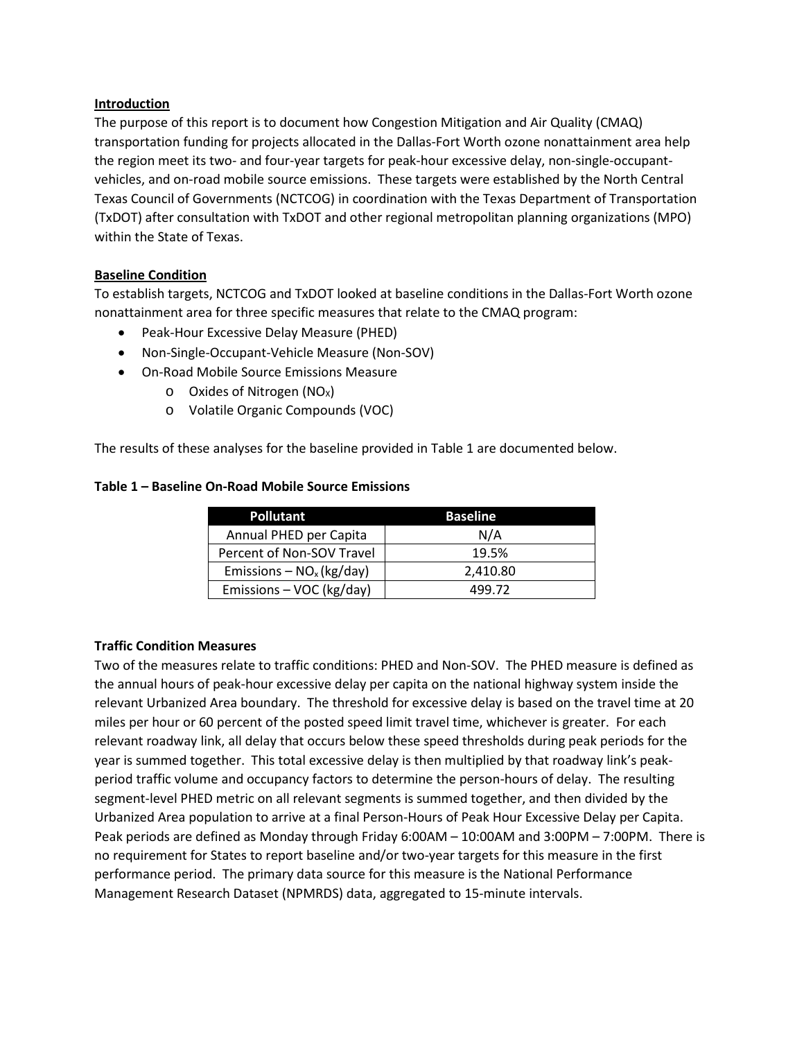## Introduction

The purpose of this report is to document how Congestion Mitigation and Air Quality (CMAQ) transportation funding for projects allocated in the Dallas-Fort Worth ozone nonattainment area help the region meet its two- and four-year targets for peak-hour excessive delay, non-single-occupant-vehicles, and on-road mobile source emissions. These targets were established by the North Central Texas Council of Governments (NCTCOG) in coordination with the Texas Department of Transportation (TxDOT) after consultation with TxDOT and other regional metropolitan planning organizations (MPO) within the State of Texas.

## Baseline Condition

To establish targets, NCTCOG and TxDOT looked at baseline conditions in the Dallas-Fort Worth ozone nonattainment area for three specific measures that relate to the CMAQ program:

- Peak-Hour Excessive Delay Measure (PHED)
- Non-Single-Occupant-Vehicle Measure (Non-SOV)
- On-Road Mobile Source Emissions Measure
  - Oxides of Nitrogen ($NO_X$)
  - Volatile Organic Compounds (VOC)

The results of these analyses for the baseline provided in Table 1 are documented below.

**Table 1 – Baseline On-Road Mobile Source Emissions**

| Pollutant | Baseline |
|---|---|
| Annual PHED per Capita | N/A |
| Percent of Non-SOV Travel | 19.5% |
| Emissions – $NO_x$ (kg/day) | 2,410.80 |
| Emissions – VOC (kg/day) | 499.72 |

### Traffic Condition Measures

Two of the measures relate to traffic conditions: PHED and Non-SOV. The PHED measure is defined as the annual hours of peak-hour excessive delay per capita on the national highway system inside the relevant Urbanized Area boundary. The threshold for excessive delay is based on the travel time at 20 miles per hour or 60 percent of the posted speed limit travel time, whichever is greater. For each relevant roadway link, all delay that occurs below these speed thresholds during peak periods for the year is summed together. This total excessive delay is then multiplied by that roadway link's peak-period traffic volume and occupancy factors to determine the person-hours of delay. The resulting segment-level PHED metric on all relevant segments is summed together, and then divided by the Urbanized Area population to arrive at a final Person-Hours of Peak Hour Excessive Delay per Capita. Peak periods are defined as Monday through Friday 6:00AM – 10:00AM and 3:00PM – 7:00PM. There is no requirement for States to report baseline and/or two-year targets for this measure in the first performance period. The primary data source for this measure is the National Performance Management Research Dataset (NPMRDS) data, aggregated to 15-minute intervals.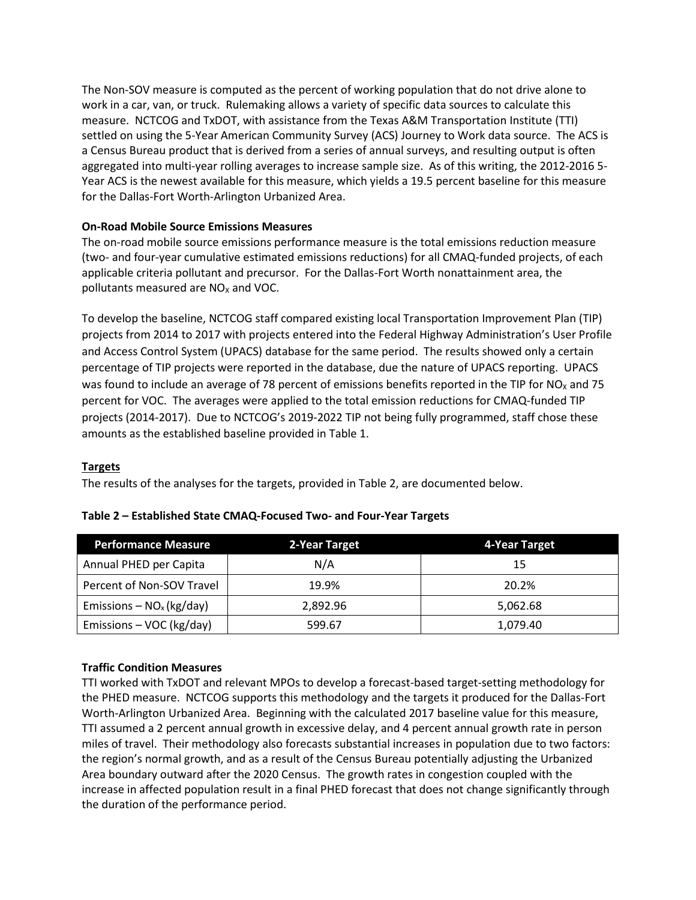The Non-SOV measure is computed as the percent of working population that do not drive alone to work in a car, van, or truck. Rulemaking allows a variety of specific data sources to calculate this measure. NCTCOG and TxDOT, with assistance from the Texas A&M Transportation Institute (TTI) settled on using the 5-Year American Community Survey (ACS) Journey to Work data source. The ACS is a Census Bureau product that is derived from a series of annual surveys, and resulting output is often aggregated into multi-year rolling averages to increase sample size. As of this writing, the 2012-2016 5-Year ACS is the newest available for this measure, which yields a 19.5 percent baseline for this measure for the Dallas-Fort Worth-Arlington Urbanized Area.

**On-Road Mobile Source Emissions Measures**

The on-road mobile source emissions performance measure is the total emissions reduction measure (two- and four-year cumulative estimated emissions reductions) for all CMAQ-funded projects, of each applicable criteria pollutant and precursor. For the Dallas-Fort Worth nonattainment area, the pollutants measured are $NO_X$ and VOC.

To develop the baseline, NCTCOG staff compared existing local Transportation Improvement Plan (TIP) projects from 2014 to 2017 with projects entered into the Federal Highway Administration's User Profile and Access Control System (UPACS) database for the same period. The results showed only a certain percentage of TIP projects were reported in the database, due the nature of UPACS reporting. UPACS was found to include an average of 78 percent of emissions benefits reported in the TIP for $NO_X$ and 75 percent for VOC. The averages were applied to the total emission reductions for CMAQ-funded TIP projects (2014-2017). Due to NCTCOG's 2019-2022 TIP not being fully programmed, staff chose these amounts as the established baseline provided in Table 1.

## Targets

The results of the analyses for the targets, provided in Table 2, are documented below.

**Table 2 – Established State CMAQ-Focused Two- and Four-Year Targets**

| Performance Measure | 2-Year Target | 4-Year Target |
|---|---|---|
| Annual PHED per Capita | N/A | 15 |
| Percent of Non-SOV Travel | 19.9% | 20.2% |
| Emissions – $NO_x$ (kg/day) | 2,892.96 | 5,062.68 |
| Emissions – VOC (kg/day) | 599.67 | 1,079.40 |

**Traffic Condition Measures**

TTI worked with TxDOT and relevant MPOs to develop a forecast-based target-setting methodology for the PHED measure. NCTCOG supports this methodology and the targets it produced for the Dallas-Fort Worth-Arlington Urbanized Area. Beginning with the calculated 2017 baseline value for this measure, TTI assumed a 2 percent annual growth in excessive delay, and 4 percent annual growth rate in person miles of travel. Their methodology also forecasts substantial increases in population due to two factors: the region's normal growth, and as a result of the Census Bureau potentially adjusting the Urbanized Area boundary outward after the 2020 Census. The growth rates in congestion coupled with the increase in affected population result in a final PHED forecast that does not change significantly through the duration of the performance period.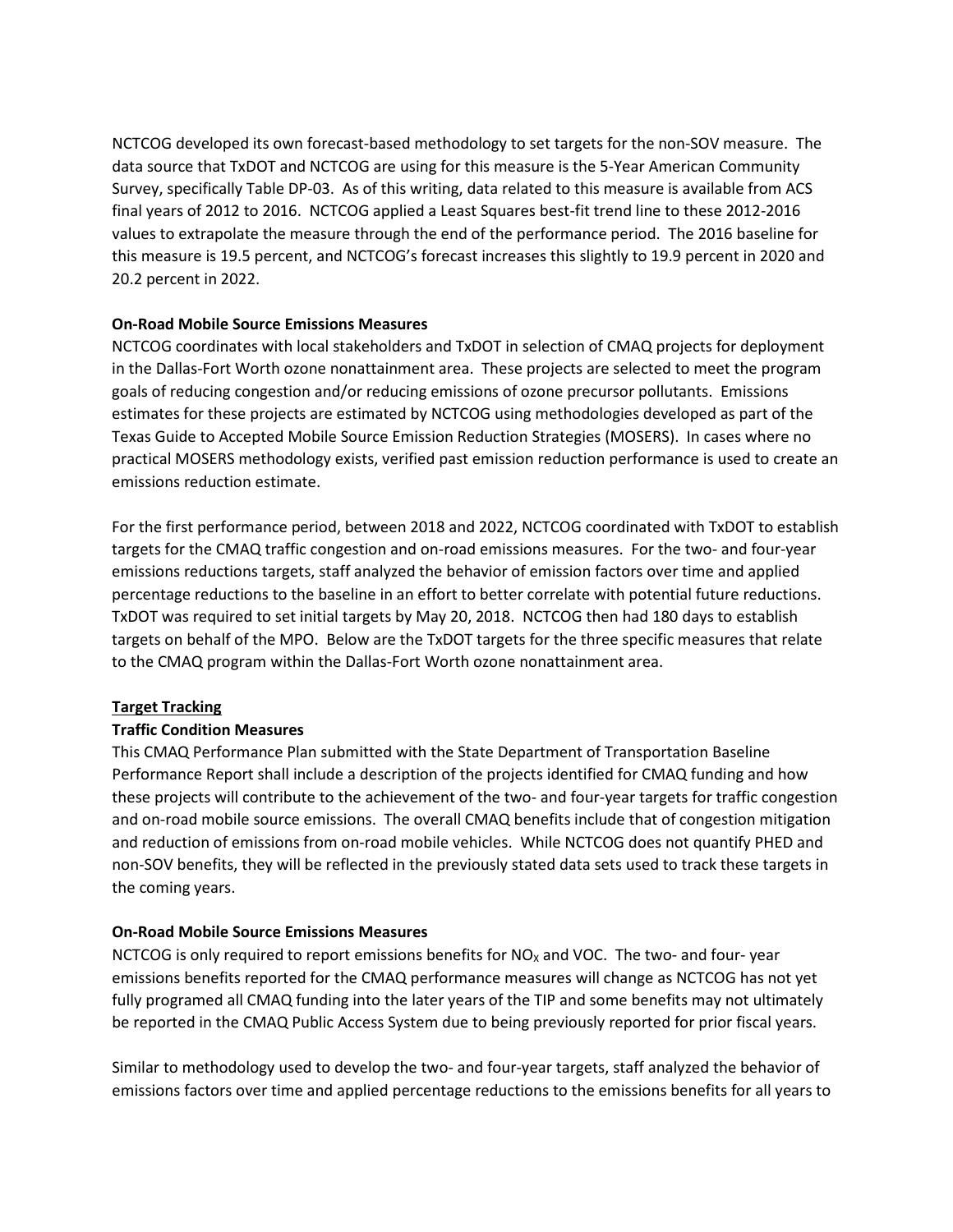NCTCOG developed its own forecast-based methodology to set targets for the non-SOV measure. The data source that TxDOT and NCTCOG are using for this measure is the 5-Year American Community Survey, specifically Table DP-03. As of this writing, data related to this measure is available from ACS final years of 2012 to 2016. NCTCOG applied a Least Squares best-fit trend line to these 2012-2016 values to extrapolate the measure through the end of the performance period. The 2016 baseline for this measure is 19.5 percent, and NCTCOG's forecast increases this slightly to 19.9 percent in 2020 and 20.2 percent in 2022.

**On-Road Mobile Source Emissions Measures**

NCTCOG coordinates with local stakeholders and TxDOT in selection of CMAQ projects for deployment in the Dallas-Fort Worth ozone nonattainment area. These projects are selected to meet the program goals of reducing congestion and/or reducing emissions of ozone precursor pollutants. Emissions estimates for these projects are estimated by NCTCOG using methodologies developed as part of the Texas Guide to Accepted Mobile Source Emission Reduction Strategies (MOSERS). In cases where no practical MOSERS methodology exists, verified past emission reduction performance is used to create an emissions reduction estimate.

For the first performance period, between 2018 and 2022, NCTCOG coordinated with TxDOT to establish targets for the CMAQ traffic congestion and on-road emissions measures. For the two- and four-year emissions reductions targets, staff analyzed the behavior of emission factors over time and applied percentage reductions to the baseline in an effort to better correlate with potential future reductions. TxDOT was required to set initial targets by May 20, 2018. NCTCOG then had 180 days to establish targets on behalf of the MPO. Below are the TxDOT targets for the three specific measures that relate to the CMAQ program within the Dallas-Fort Worth ozone nonattainment area.

## Target Tracking

**Traffic Condition Measures**

This CMAQ Performance Plan submitted with the State Department of Transportation Baseline Performance Report shall include a description of the projects identified for CMAQ funding and how these projects will contribute to the achievement of the two- and four-year targets for traffic congestion and on-road mobile source emissions. The overall CMAQ benefits include that of congestion mitigation and reduction of emissions from on-road mobile vehicles. While NCTCOG does not quantify PHED and non-SOV benefits, they will be reflected in the previously stated data sets used to track these targets in the coming years.

**On-Road Mobile Source Emissions Measures**

NCTCOG is only required to report emissions benefits for $NO_X$ and VOC. The two- and four- year emissions benefits reported for the CMAQ performance measures will change as NCTCOG has not yet fully programed all CMAQ funding into the later years of the TIP and some benefits may not ultimately be reported in the CMAQ Public Access System due to being previously reported for prior fiscal years.

Similar to methodology used to develop the two- and four-year targets, staff analyzed the behavior of emissions factors over time and applied percentage reductions to the emissions benefits for all years to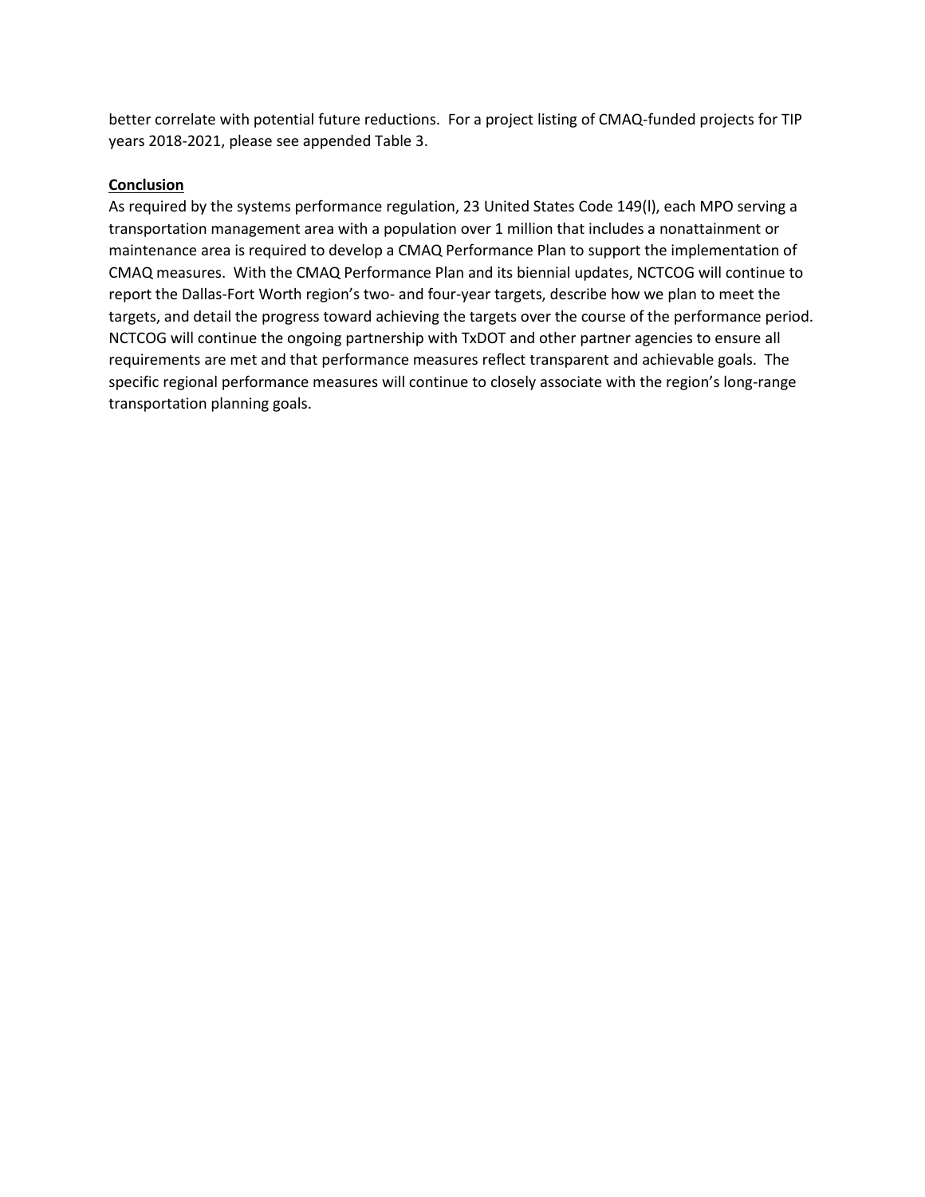better correlate with potential future reductions. For a project listing of CMAQ-funded projects for TIP years 2018-2021, please see appended Table 3.

**Conclusion**

As required by the systems performance regulation, 23 United States Code 149(l), each MPO serving a transportation management area with a population over 1 million that includes a nonattainment or maintenance area is required to develop a CMAQ Performance Plan to support the implementation of CMAQ measures. With the CMAQ Performance Plan and its biennial updates, NCTCOG will continue to report the Dallas-Fort Worth region's two- and four-year targets, describe how we plan to meet the targets, and detail the progress toward achieving the targets over the course of the performance period. NCTCOG will continue the ongoing partnership with TxDOT and other partner agencies to ensure all requirements are met and that performance measures reflect transparent and achievable goals. The specific regional performance measures will continue to closely associate with the region's long-range transportation planning goals.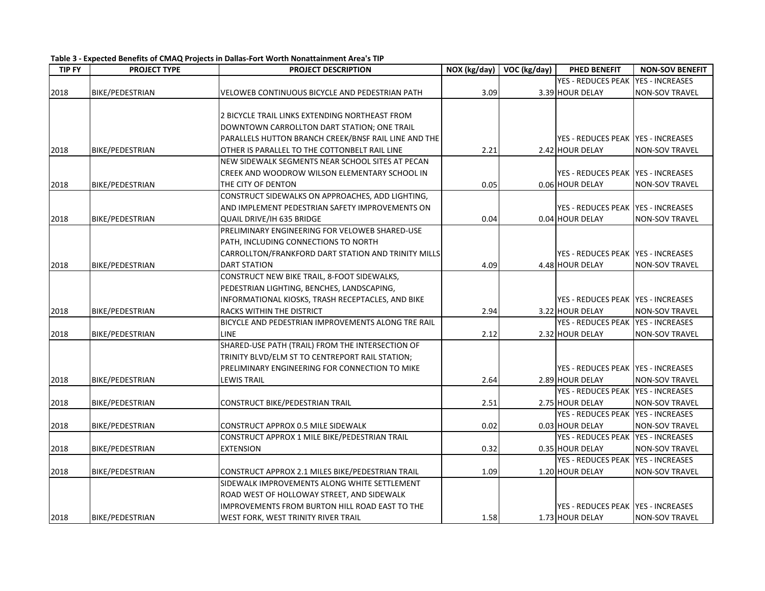**Table 3 - Expected Benefits of CMAQ Projects in Dallas-Fort Worth Nonattainment Area's TIP**

| TIP FY | PROJECT TYPE | PROJECT DESCRIPTION | NOX (kg/day) | VOC (kg/day) | PHED BENEFIT | NON-SOV BENEFIT |
|---|---|---|---|---|---|---|
| 2018 | BIKE/PEDESTRIAN | VELOWEB CONTINUOUS BICYCLE AND PEDESTRIAN PATH | 3.09 | 3.39 | YES - REDUCES PEAK HOUR DELAY | YES - INCREASES NON-SOV TRAVEL |
| 2018 | BIKE/PEDESTRIAN | 2 BICYCLE TRAIL LINKS EXTENDING NORTHEAST FROM DOWNTOWN CARROLLTON DART STATION; ONE TRAIL PARALLELS HUTTON BRANCH CREEK/BNSF RAIL LINE AND THE OTHER IS PARALLEL TO THE COTTONBELT RAIL LINE | 2.21 | 2.42 | YES - REDUCES PEAK HOUR DELAY | YES - INCREASES NON-SOV TRAVEL |
| 2018 | BIKE/PEDESTRIAN | NEW SIDEWALK SEGMENTS NEAR SCHOOL SITES AT PECAN CREEK AND WOODROW WILSON ELEMENTARY SCHOOL IN THE CITY OF DENTON | 0.05 | 0.06 | YES - REDUCES PEAK HOUR DELAY | YES - INCREASES NON-SOV TRAVEL |
| 2018 | BIKE/PEDESTRIAN | CONSTRUCT SIDEWALKS ON APPROACHES, ADD LIGHTING, AND IMPLEMENT PEDESTRIAN SAFETY IMPROVEMENTS ON QUAIL DRIVE/IH 635 BRIDGE | 0.04 | 0.04 | YES - REDUCES PEAK HOUR DELAY | YES - INCREASES NON-SOV TRAVEL |
| 2018 | BIKE/PEDESTRIAN | PRELIMINARY ENGINEERING FOR VELOWEB SHARED-USE PATH, INCLUDING CONNECTIONS TO NORTH CARROLLTON/FRANKFORD DART STATION AND TRINITY MILLS DART STATION | 4.09 | 4.48 | YES - REDUCES PEAK HOUR DELAY | YES - INCREASES NON-SOV TRAVEL |
| 2018 | BIKE/PEDESTRIAN | CONSTRUCT NEW BIKE TRAIL, 8-FOOT SIDEWALKS, PEDESTRIAN LIGHTING, BENCHES, LANDSCAPING, INFORMATIONAL KIOSKS, TRASH RECEPTACLES, AND BIKE RACKS WITHIN THE DISTRICT | 2.94 | 3.22 | YES - REDUCES PEAK HOUR DELAY | YES - INCREASES NON-SOV TRAVEL |
| 2018 | BIKE/PEDESTRIAN | BICYCLE AND PEDESTRIAN IMPROVEMENTS ALONG TRE RAIL LINE | 2.12 | 2.32 | YES - REDUCES PEAK HOUR DELAY | YES - INCREASES NON-SOV TRAVEL |
| 2018 | BIKE/PEDESTRIAN | SHARED-USE PATH (TRAIL) FROM THE INTERSECTION OF TRINITY BLVD/ELM ST TO CENTREPORT RAIL STATION; PRELIMINARY ENGINEERING FOR CONNECTION TO MIKE LEWIS TRAIL | 2.64 | 2.89 | YES - REDUCES PEAK HOUR DELAY | YES - INCREASES NON-SOV TRAVEL |
| 2018 | BIKE/PEDESTRIAN | CONSTRUCT BIKE/PEDESTRIAN TRAIL | 2.51 | 2.75 | YES - REDUCES PEAK HOUR DELAY | YES - INCREASES NON-SOV TRAVEL |
| 2018 | BIKE/PEDESTRIAN | CONSTRUCT APPROX 0.5 MILE SIDEWALK | 0.02 | 0.03 | YES - REDUCES PEAK HOUR DELAY | YES - INCREASES NON-SOV TRAVEL |
| 2018 | BIKE/PEDESTRIAN | CONSTRUCT APPROX 1 MILE BIKE/PEDESTRIAN TRAIL EXTENSION | 0.32 | 0.35 | YES - REDUCES PEAK HOUR DELAY | YES - INCREASES NON-SOV TRAVEL |
| 2018 | BIKE/PEDESTRIAN | CONSTRUCT APPROX 2.1 MILES BIKE/PEDESTRIAN TRAIL | 1.09 | 1.20 | YES - REDUCES PEAK HOUR DELAY | YES - INCREASES NON-SOV TRAVEL |
| 2018 | BIKE/PEDESTRIAN | SIDEWALK IMPROVEMENTS ALONG WHITE SETTLEMENT ROAD WEST OF HOLLOWAY STREET, AND SIDEWALK IMPROVEMENTS FROM BURTON HILL ROAD EAST TO THE WEST FORK, WEST TRINITY RIVER TRAIL | 1.58 | 1.73 | YES - REDUCES PEAK HOUR DELAY | YES - INCREASES NON-SOV TRAVEL |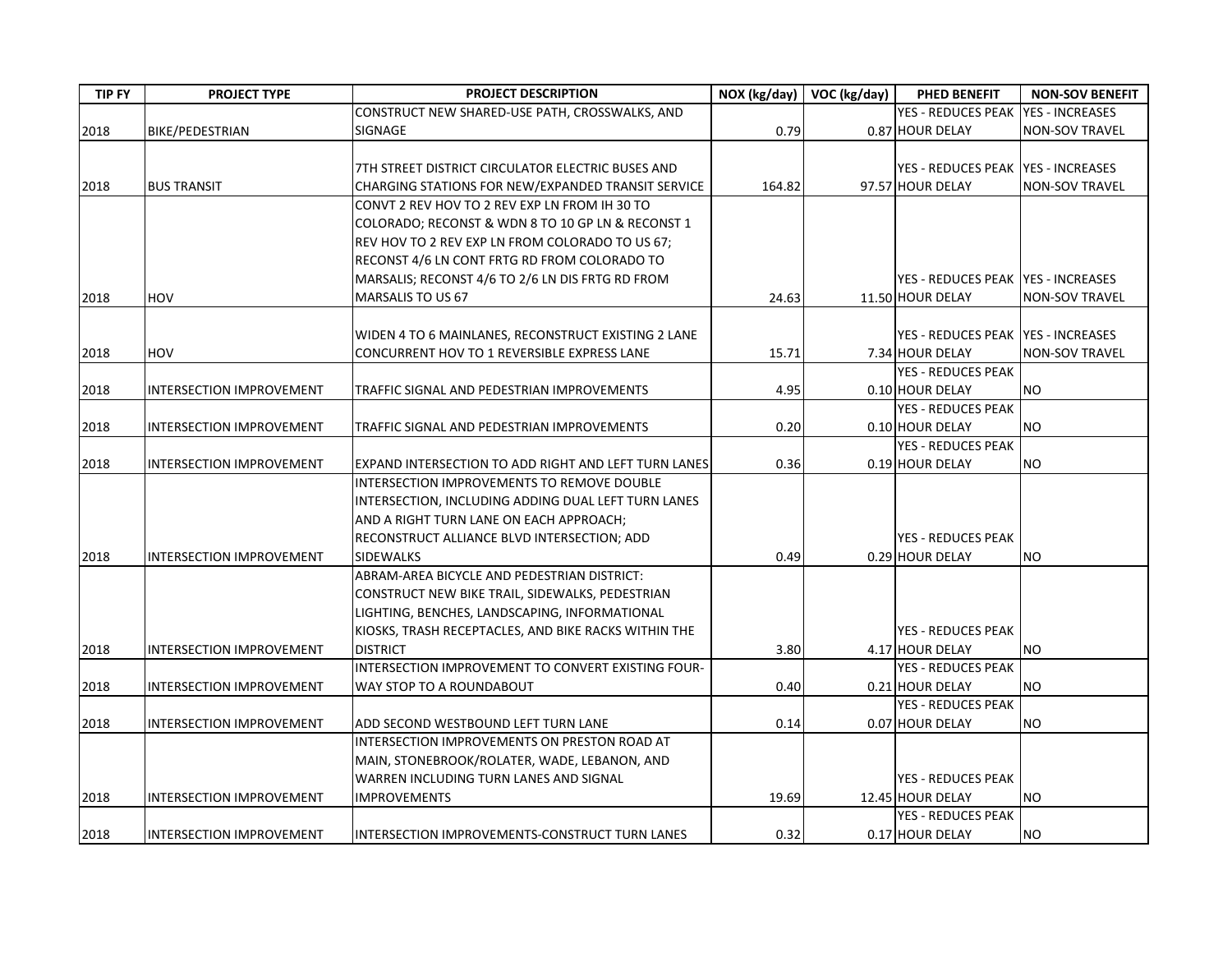| TIP FY | PROJECT TYPE | PROJECT DESCRIPTION | NOX (kg/day) | VOC (kg/day) | PHED BENEFIT | NON-SOV BENEFIT |
|---|---|---|---|---|---|---|
| 2018 | BIKE/PEDESTRIAN | CONSTRUCT NEW SHARED-USE PATH, CROSSWALKS, AND SIGNAGE | 0.79 | 0.87 | YES - REDUCES PEAK HOUR DELAY | YES - INCREASES NON-SOV TRAVEL |
| 2018 | BUS TRANSIT | 7TH STREET DISTRICT CIRCULATOR ELECTRIC BUSES AND CHARGING STATIONS FOR NEW/EXPANDED TRANSIT SERVICE | 164.82 | 97.57 | YES - REDUCES PEAK HOUR DELAY | YES - INCREASES NON-SOV TRAVEL |
| 2018 | HOV | CONVT 2 REV HOV TO 2 REV EXP LN FROM IH 30 TO COLORADO; RECONST & WDN 8 TO 10 GP LN & RECONST 1 REV HOV TO 2 REV EXP LN FROM COLORADO TO US 67; RECONST 4/6 LN CONT FRTG RD FROM COLORADO TO MARSALIS; RECONST 4/6 TO 2/6 LN DIS FRTG RD FROM MARSALIS TO US 67 | 24.63 | 11.50 | YES - REDUCES PEAK HOUR DELAY | YES - INCREASES NON-SOV TRAVEL |
| 2018 | HOV | WIDEN 4 TO 6 MAINLANES, RECONSTRUCT EXISTING 2 LANE CONCURRENT HOV TO 1 REVERSIBLE EXPRESS LANE | 15.71 | 7.34 | YES - REDUCES PEAK HOUR DELAY | YES - INCREASES NON-SOV TRAVEL |
| 2018 | INTERSECTION IMPROVEMENT | TRAFFIC SIGNAL AND PEDESTRIAN IMPROVEMENTS | 4.95 | 0.10 | YES - REDUCES PEAK HOUR DELAY | NO |
| 2018 | INTERSECTION IMPROVEMENT | TRAFFIC SIGNAL AND PEDESTRIAN IMPROVEMENTS | 0.20 | 0.10 | YES - REDUCES PEAK HOUR DELAY | NO |
| 2018 | INTERSECTION IMPROVEMENT | EXPAND INTERSECTION TO ADD RIGHT AND LEFT TURN LANES | 0.36 | 0.19 | YES - REDUCES PEAK HOUR DELAY | NO |
| 2018 | INTERSECTION IMPROVEMENT | INTERSECTION IMPROVEMENTS TO REMOVE DOUBLE INTERSECTION, INCLUDING ADDING DUAL LEFT TURN LANES AND A RIGHT TURN LANE ON EACH APPROACH; RECONSTRUCT ALLIANCE BLVD INTERSECTION; ADD SIDEWALKS | 0.49 | 0.29 | YES - REDUCES PEAK HOUR DELAY | NO |
| 2018 | INTERSECTION IMPROVEMENT | ABRAM-AREA BICYCLE AND PEDESTRIAN DISTRICT: CONSTRUCT NEW BIKE TRAIL, SIDEWALKS, PEDESTRIAN LIGHTING, BENCHES, LANDSCAPING, INFORMATIONAL KIOSKS, TRASH RECEPTACLES, AND BIKE RACKS WITHIN THE DISTRICT | 3.80 | 4.17 | YES - REDUCES PEAK HOUR DELAY | NO |
| 2018 | INTERSECTION IMPROVEMENT | INTERSECTION IMPROVEMENT TO CONVERT EXISTING FOUR-WAY STOP TO A ROUNDABOUT | 0.40 | 0.21 | YES - REDUCES PEAK HOUR DELAY | NO |
| 2018 | INTERSECTION IMPROVEMENT | ADD SECOND WESTBOUND LEFT TURN LANE | 0.14 | 0.07 | YES - REDUCES PEAK HOUR DELAY | NO |
| 2018 | INTERSECTION IMPROVEMENT | INTERSECTION IMPROVEMENTS ON PRESTON ROAD AT MAIN, STONEBROOK/ROLATER, WADE, LEBANON, AND WARREN INCLUDING TURN LANES AND SIGNAL IMPROVEMENTS | 19.69 | 12.45 | YES - REDUCES PEAK HOUR DELAY | NO |
| 2018 | INTERSECTION IMPROVEMENT | INTERSECTION IMPROVEMENTS-CONSTRUCT TURN LANES | 0.32 | 0.17 | YES - REDUCES PEAK HOUR DELAY | NO |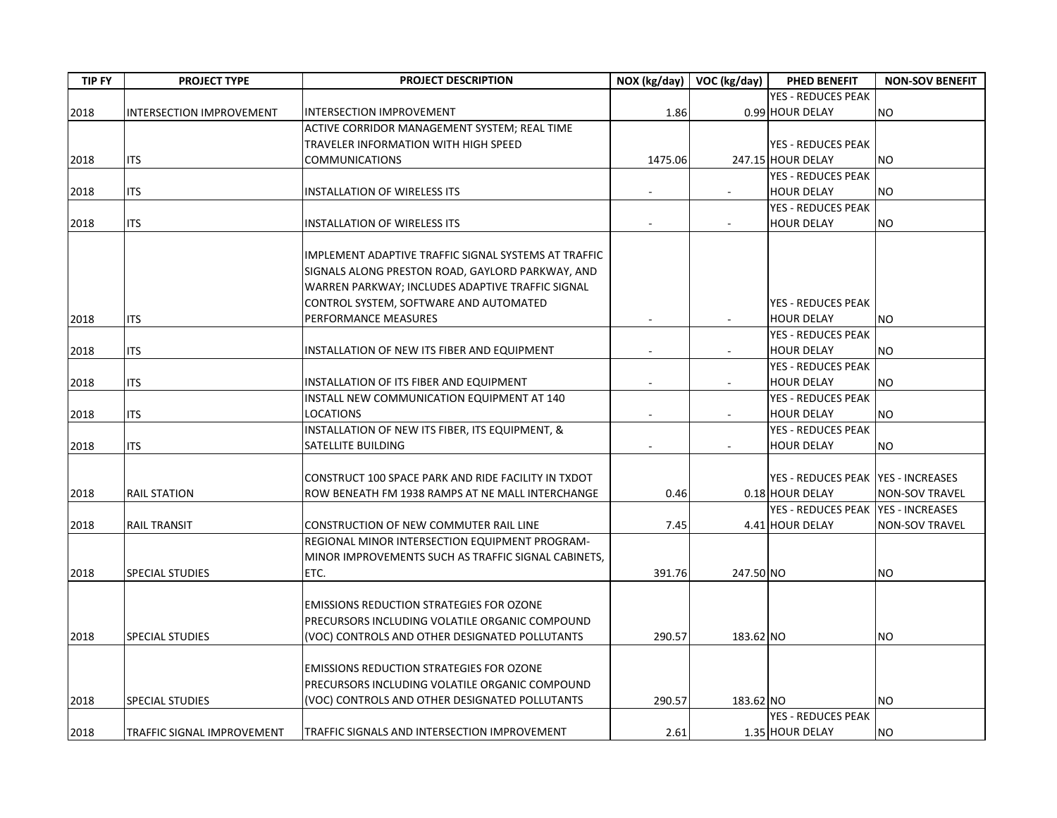| TIP FY | PROJECT TYPE | PROJECT DESCRIPTION | NOX (kg/day) | VOC (kg/day) | PHED BENEFIT | NON-SOV BENEFIT |
|---|---|---|---|---|---|---|
| 2018 | INTERSECTION IMPROVEMENT | INTERSECTION IMPROVEMENT | 1.86 | 0.99 | YES - REDUCES PEAK HOUR DELAY | NO |
| 2018 | ITS | ACTIVE CORRIDOR MANAGEMENT SYSTEM; REAL TIME TRAVELER INFORMATION WITH HIGH SPEED COMMUNICATIONS | 1475.06 | 247.15 | YES - REDUCES PEAK HOUR DELAY | NO |
| 2018 | ITS | INSTALLATION OF WIRELESS ITS | - | - | YES - REDUCES PEAK HOUR DELAY | NO |
| 2018 | ITS | INSTALLATION OF WIRELESS ITS | - | - | YES - REDUCES PEAK HOUR DELAY | NO |
| 2018 | ITS | IMPLEMENT ADAPTIVE TRAFFIC SIGNAL SYSTEMS AT TRAFFIC SIGNALS ALONG PRESTON ROAD, GAYLORD PARKWAY, AND WARREN PARKWAY; INCLUDES ADAPTIVE TRAFFIC SIGNAL CONTROL SYSTEM, SOFTWARE AND AUTOMATED PERFORMANCE MEASURES | - | - | YES - REDUCES PEAK HOUR DELAY | NO |
| 2018 | ITS | INSTALLATION OF NEW ITS FIBER AND EQUIPMENT | - | - | YES - REDUCES PEAK HOUR DELAY | NO |
| 2018 | ITS | INSTALLATION OF ITS FIBER AND EQUIPMENT | - | - | YES - REDUCES PEAK HOUR DELAY | NO |
| 2018 | ITS | INSTALL NEW COMMUNICATION EQUIPMENT AT 140 LOCATIONS | - | - | YES - REDUCES PEAK HOUR DELAY | NO |
| 2018 | ITS | INSTALLATION OF NEW ITS FIBER, ITS EQUIPMENT, & SATELLITE BUILDING | - | - | YES - REDUCES PEAK HOUR DELAY | NO |
| 2018 | RAIL STATION | CONSTRUCT 100 SPACE PARK AND RIDE FACILITY IN TXDOT ROW BENEATH FM 1938 RAMPS AT NE MALL INTERCHANGE | 0.46 | 0.18 | YES - REDUCES PEAK HOUR DELAY | YES - INCREASES NON-SOV TRAVEL |
| 2018 | RAIL TRANSIT | CONSTRUCTION OF NEW COMMUTER RAIL LINE | 7.45 | 4.41 | YES - REDUCES PEAK HOUR DELAY | YES - INCREASES NON-SOV TRAVEL |
| 2018 | SPECIAL STUDIES | REGIONAL MINOR INTERSECTION EQUIPMENT PROGRAM- MINOR IMPROVEMENTS SUCH AS TRAFFIC SIGNAL CABINETS, ETC. | 391.76 | 247.50 | NO | NO |
| 2018 | SPECIAL STUDIES | EMISSIONS REDUCTION STRATEGIES FOR OZONE PRECURSORS INCLUDING VOLATILE ORGANIC COMPOUND (VOC) CONTROLS AND OTHER DESIGNATED POLLUTANTS | 290.57 | 183.62 | NO | NO |
| 2018 | SPECIAL STUDIES | EMISSIONS REDUCTION STRATEGIES FOR OZONE PRECURSORS INCLUDING VOLATILE ORGANIC COMPOUND (VOC) CONTROLS AND OTHER DESIGNATED POLLUTANTS | 290.57 | 183.62 | NO | NO |
| 2018 | TRAFFIC SIGNAL IMPROVEMENT | TRAFFIC SIGNALS AND INTERSECTION IMPROVEMENT | 2.61 | 1.35 | YES - REDUCES PEAK HOUR DELAY | NO |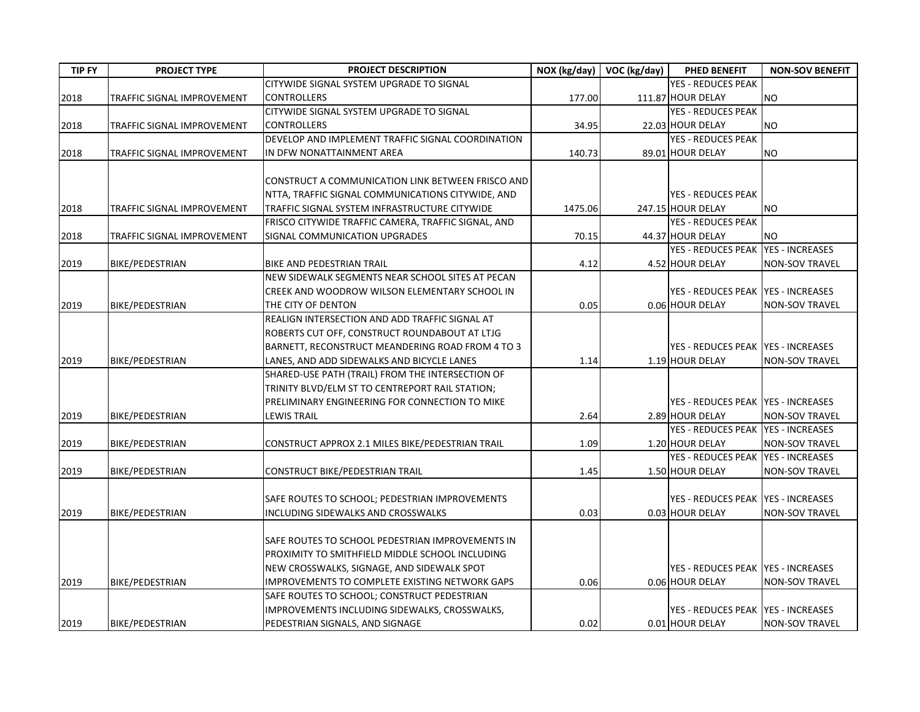| TIP FY | PROJECT TYPE | PROJECT DESCRIPTION | NOX (kg/day) | VOC (kg/day) | PHED BENEFIT | NON-SOV BENEFIT |
|---|---|---|---|---|---|---|
| 2018 | TRAFFIC SIGNAL IMPROVEMENT | CITYWIDE SIGNAL SYSTEM UPGRADE TO SIGNAL CONTROLLERS | 177.00 | 111.87 | YES - REDUCES PEAK HOUR DELAY | NO |
| 2018 | TRAFFIC SIGNAL IMPROVEMENT | CITYWIDE SIGNAL SYSTEM UPGRADE TO SIGNAL CONTROLLERS | 34.95 | 22.03 | YES - REDUCES PEAK HOUR DELAY | NO |
| 2018 | TRAFFIC SIGNAL IMPROVEMENT | DEVELOP AND IMPLEMENT TRAFFIC SIGNAL COORDINATION IN DFW NONATTAINMENT AREA | 140.73 | 89.01 | YES - REDUCES PEAK HOUR DELAY | NO |
| 2018 | TRAFFIC SIGNAL IMPROVEMENT | CONSTRUCT A COMMUNICATION LINK BETWEEN FRISCO AND NTTA, TRAFFIC SIGNAL COMMUNICATIONS CITYWIDE, AND TRAFFIC SIGNAL SYSTEM INFRASTRUCTURE CITYWIDE | 1475.06 | 247.15 | YES - REDUCES PEAK HOUR DELAY | NO |
| 2018 | TRAFFIC SIGNAL IMPROVEMENT | FRISCO CITYWIDE TRAFFIC CAMERA, TRAFFIC SIGNAL, AND SIGNAL COMMUNICATION UPGRADES | 70.15 | 44.37 | YES - REDUCES PEAK HOUR DELAY | NO |
| 2019 | BIKE/PEDESTRIAN | BIKE AND PEDESTRIAN TRAIL | 4.12 | 4.52 | YES - REDUCES PEAK HOUR DELAY | YES - INCREASES NON-SOV TRAVEL |
| 2019 | BIKE/PEDESTRIAN | NEW SIDEWALK SEGMENTS NEAR SCHOOL SITES AT PECAN CREEK AND WOODROW WILSON ELEMENTARY SCHOOL IN THE CITY OF DENTON | 0.05 | 0.06 | YES - REDUCES PEAK HOUR DELAY | YES - INCREASES NON-SOV TRAVEL |
| 2019 | BIKE/PEDESTRIAN | REALIGN INTERSECTION AND ADD TRAFFIC SIGNAL AT ROBERTS CUT OFF, CONSTRUCT ROUNDABOUT AT LTJG BARNETT, RECONSTRUCT MEANDERING ROAD FROM 4 TO 3 LANES, AND ADD SIDEWALKS AND BICYCLE LANES | 1.14 | 1.19 | YES - REDUCES PEAK HOUR DELAY | YES - INCREASES NON-SOV TRAVEL |
| 2019 | BIKE/PEDESTRIAN | SHARED-USE PATH (TRAIL) FROM THE INTERSECTION OF TRINITY BLVD/ELM ST TO CENTREPORT RAIL STATION; PRELIMINARY ENGINEERING FOR CONNECTION TO MIKE LEWIS TRAIL | 2.64 | 2.89 | YES - REDUCES PEAK HOUR DELAY | YES - INCREASES NON-SOV TRAVEL |
| 2019 | BIKE/PEDESTRIAN | CONSTRUCT APPROX 2.1 MILES BIKE/PEDESTRIAN TRAIL | 1.09 | 1.20 | YES - REDUCES PEAK HOUR DELAY | YES - INCREASES NON-SOV TRAVEL |
| 2019 | BIKE/PEDESTRIAN | CONSTRUCT BIKE/PEDESTRIAN TRAIL | 1.45 | 1.50 | YES - REDUCES PEAK HOUR DELAY | YES - INCREASES NON-SOV TRAVEL |
| 2019 | BIKE/PEDESTRIAN | SAFE ROUTES TO SCHOOL; PEDESTRIAN IMPROVEMENTS INCLUDING SIDEWALKS AND CROSSWALKS | 0.03 | 0.03 | YES - REDUCES PEAK HOUR DELAY | YES - INCREASES NON-SOV TRAVEL |
| 2019 | BIKE/PEDESTRIAN | SAFE ROUTES TO SCHOOL PEDESTRIAN IMPROVEMENTS IN PROXIMITY TO SMITHFIELD MIDDLE SCHOOL INCLUDING NEW CROSSWALKS, SIGNAGE, AND SIDEWALK SPOT IMPROVEMENTS TO COMPLETE EXISTING NETWORK GAPS | 0.06 | 0.06 | YES - REDUCES PEAK HOUR DELAY | YES - INCREASES NON-SOV TRAVEL |
| 2019 | BIKE/PEDESTRIAN | SAFE ROUTES TO SCHOOL; CONSTRUCT PEDESTRIAN IMPROVEMENTS INCLUDING SIDEWALKS, CROSSWALKS, PEDESTRIAN SIGNALS, AND SIGNAGE | 0.02 | 0.01 | YES - REDUCES PEAK HOUR DELAY | YES - INCREASES NON-SOV TRAVEL |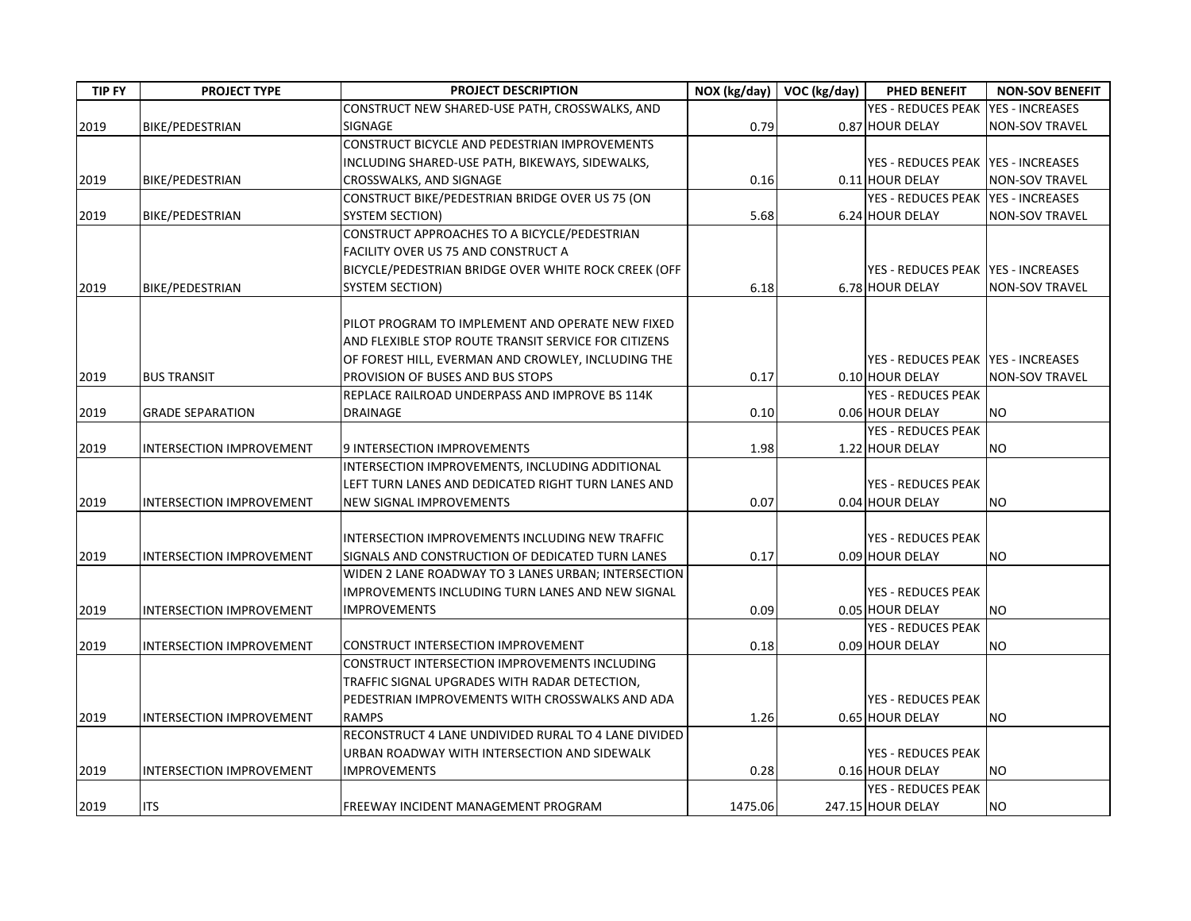| TIP FY | PROJECT TYPE | PROJECT DESCRIPTION | NOX (kg/day) | VOC (kg/day) | PHED BENEFIT | NON-SOV BENEFIT |
|---|---|---|---|---|---|---|
| 2019 | BIKE/PEDESTRIAN | CONSTRUCT NEW SHARED-USE PATH, CROSSWALKS, AND SIGNAGE | 0.79 | 0.87 | YES - REDUCES PEAK HOUR DELAY | YES - INCREASES NON-SOV TRAVEL |
| 2019 | BIKE/PEDESTRIAN | CONSTRUCT BICYCLE AND PEDESTRIAN IMPROVEMENTS INCLUDING SHARED-USE PATH, BIKEWAYS, SIDEWALKS, CROSSWALKS, AND SIGNAGE | 0.16 | 0.11 | YES - REDUCES PEAK HOUR DELAY | YES - INCREASES NON-SOV TRAVEL |
| 2019 | BIKE/PEDESTRIAN | CONSTRUCT BIKE/PEDESTRIAN BRIDGE OVER US 75 (ON SYSTEM SECTION) | 5.68 | 6.24 | YES - REDUCES PEAK HOUR DELAY | YES - INCREASES NON-SOV TRAVEL |
| 2019 | BIKE/PEDESTRIAN | CONSTRUCT APPROACHES TO A BICYCLE/PEDESTRIAN FACILITY OVER US 75 AND CONSTRUCT A BICYCLE/PEDESTRIAN BRIDGE OVER WHITE ROCK CREEK (OFF SYSTEM SECTION) | 6.18 | 6.78 | YES - REDUCES PEAK HOUR DELAY | YES - INCREASES NON-SOV TRAVEL |
| 2019 | BUS TRANSIT | PILOT PROGRAM TO IMPLEMENT AND OPERATE NEW FIXED AND FLEXIBLE STOP ROUTE TRANSIT SERVICE FOR CITIZENS OF FOREST HILL, EVERMAN AND CROWLEY, INCLUDING THE PROVISION OF BUSES AND BUS STOPS | 0.17 | 0.10 | YES - REDUCES PEAK HOUR DELAY | YES - INCREASES NON-SOV TRAVEL |
| 2019 | GRADE SEPARATION | REPLACE RAILROAD UNDERPASS AND IMPROVE BS 114K DRAINAGE | 0.10 | 0.06 | YES - REDUCES PEAK HOUR DELAY | NO |
| 2019 | INTERSECTION IMPROVEMENT | 9 INTERSECTION IMPROVEMENTS | 1.98 | 1.22 | YES - REDUCES PEAK HOUR DELAY | NO |
| 2019 | INTERSECTION IMPROVEMENT | INTERSECTION IMPROVEMENTS, INCLUDING ADDITIONAL LEFT TURN LANES AND DEDICATED RIGHT TURN LANES AND NEW SIGNAL IMPROVEMENTS | 0.07 | 0.04 | YES - REDUCES PEAK HOUR DELAY | NO |
| 2019 | INTERSECTION IMPROVEMENT | INTERSECTION IMPROVEMENTS INCLUDING NEW TRAFFIC SIGNALS AND CONSTRUCTION OF DEDICATED TURN LANES | 0.17 | 0.09 | YES - REDUCES PEAK HOUR DELAY | NO |
| 2019 | INTERSECTION IMPROVEMENT | WIDEN 2 LANE ROADWAY TO 3 LANES URBAN; INTERSECTION IMPROVEMENTS INCLUDING TURN LANES AND NEW SIGNAL IMPROVEMENTS | 0.09 | 0.05 | YES - REDUCES PEAK HOUR DELAY | NO |
| 2019 | INTERSECTION IMPROVEMENT | CONSTRUCT INTERSECTION IMPROVEMENT | 0.18 | 0.09 | YES - REDUCES PEAK HOUR DELAY | NO |
| 2019 | INTERSECTION IMPROVEMENT | CONSTRUCT INTERSECTION IMPROVEMENTS INCLUDING TRAFFIC SIGNAL UPGRADES WITH RADAR DETECTION, PEDESTRIAN IMPROVEMENTS WITH CROSSWALKS AND ADA RAMPS | 1.26 | 0.65 | YES - REDUCES PEAK HOUR DELAY | NO |
| 2019 | INTERSECTION IMPROVEMENT | RECONSTRUCT 4 LANE UNDIVIDED RURAL TO 4 LANE DIVIDED URBAN ROADWAY WITH INTERSECTION AND SIDEWALK IMPROVEMENTS | 0.28 | 0.16 | YES - REDUCES PEAK HOUR DELAY | NO |
| 2019 | ITS | FREEWAY INCIDENT MANAGEMENT PROGRAM | 1475.06 | 247.15 | YES - REDUCES PEAK HOUR DELAY | NO |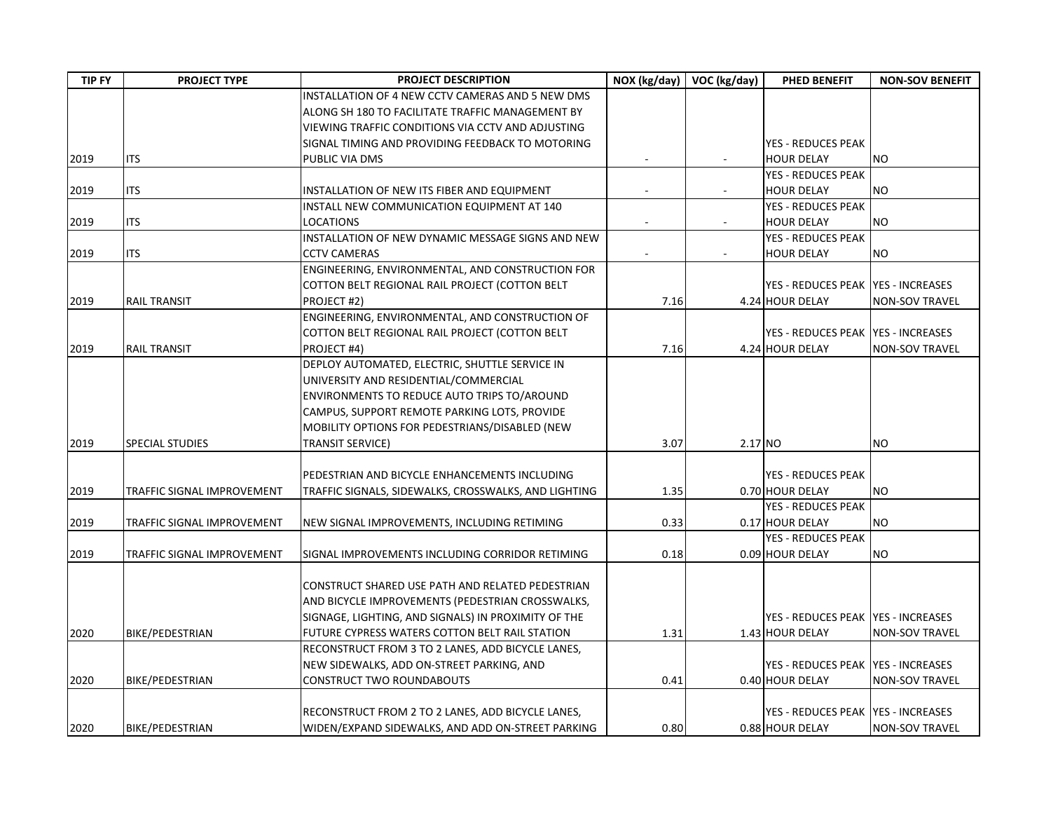| TIP FY | PROJECT TYPE | PROJECT DESCRIPTION | NOX (kg/day) | VOC (kg/day) | PHED BENEFIT | NON-SOV BENEFIT |
|---|---|---|---|---|---|---|
| 2019 | ITS | INSTALLATION OF 4 NEW CCTV CAMERAS AND 5 NEW DMS ALONG SH 180 TO FACILITATE TRAFFIC MANAGEMENT BY VIEWING TRAFFIC CONDITIONS VIA CCTV AND ADJUSTING SIGNAL TIMING AND PROVIDING FEEDBACK TO MOTORING PUBLIC VIA DMS | - | - | YES - REDUCES PEAK HOUR DELAY | NO |
| 2019 | ITS | INSTALLATION OF NEW ITS FIBER AND EQUIPMENT | - | - | YES - REDUCES PEAK HOUR DELAY | NO |
| 2019 | ITS | INSTALL NEW COMMUNICATION EQUIPMENT AT 140 LOCATIONS | - | - | YES - REDUCES PEAK HOUR DELAY | NO |
| 2019 | ITS | INSTALLATION OF NEW DYNAMIC MESSAGE SIGNS AND NEW CCTV CAMERAS | - | - | YES - REDUCES PEAK HOUR DELAY | NO |
| 2019 | RAIL TRANSIT | ENGINEERING, ENVIRONMENTAL, AND CONSTRUCTION FOR COTTON BELT REGIONAL RAIL PROJECT (COTTON BELT PROJECT #2) | 7.16 | 4.24 | YES - REDUCES PEAK HOUR DELAY | YES - INCREASES NON-SOV TRAVEL |
| 2019 | RAIL TRANSIT | ENGINEERING, ENVIRONMENTAL, AND CONSTRUCTION OF COTTON BELT REGIONAL RAIL PROJECT (COTTON BELT PROJECT #4) | 7.16 | 4.24 | YES - REDUCES PEAK HOUR DELAY | YES - INCREASES NON-SOV TRAVEL |
| 2019 | SPECIAL STUDIES | DEPLOY AUTOMATED, ELECTRIC, SHUTTLE SERVICE IN UNIVERSITY AND RESIDENTIAL/COMMERCIAL ENVIRONMENTS TO REDUCE AUTO TRIPS TO/AROUND CAMPUS, SUPPORT REMOTE PARKING LOTS, PROVIDE MOBILITY OPTIONS FOR PEDESTRIANS/DISABLED (NEW TRANSIT SERVICE) | 3.07 | 2.17 | NO | NO |
| 2019 | TRAFFIC SIGNAL IMPROVEMENT | PEDESTRIAN AND BICYCLE ENHANCEMENTS INCLUDING TRAFFIC SIGNALS, SIDEWALKS, CROSSWALKS, AND LIGHTING | 1.35 | 0.70 | YES - REDUCES PEAK HOUR DELAY | NO |
| 2019 | TRAFFIC SIGNAL IMPROVEMENT | NEW SIGNAL IMPROVEMENTS, INCLUDING RETIMING | 0.33 | 0.17 | YES - REDUCES PEAK HOUR DELAY | NO |
| 2019 | TRAFFIC SIGNAL IMPROVEMENT | SIGNAL IMPROVEMENTS INCLUDING CORRIDOR RETIMING | 0.18 | 0.09 | YES - REDUCES PEAK HOUR DELAY | NO |
| 2020 | BIKE/PEDESTRIAN | CONSTRUCT SHARED USE PATH AND RELATED PEDESTRIAN AND BICYCLE IMPROVEMENTS (PEDESTRIAN CROSSWALKS, SIGNAGE, LIGHTING, AND SIGNALS) IN PROXIMITY OF THE FUTURE CYPRESS WATERS COTTON BELT RAIL STATION | 1.31 | 1.43 | YES - REDUCES PEAK HOUR DELAY | YES - INCREASES NON-SOV TRAVEL |
| 2020 | BIKE/PEDESTRIAN | RECONSTRUCT FROM 3 TO 2 LANES, ADD BICYCLE LANES, NEW SIDEWALKS, ADD ON-STREET PARKING, AND CONSTRUCT TWO ROUNDABOUTS | 0.41 | 0.40 | YES - REDUCES PEAK HOUR DELAY | YES - INCREASES NON-SOV TRAVEL |
| 2020 | BIKE/PEDESTRIAN | RECONSTRUCT FROM 2 TO 2 LANES, ADD BICYCLE LANES, WIDEN/EXPAND SIDEWALKS, AND ADD ON-STREET PARKING | 0.80 | 0.88 | YES - REDUCES PEAK HOUR DELAY | YES - INCREASES NON-SOV TRAVEL |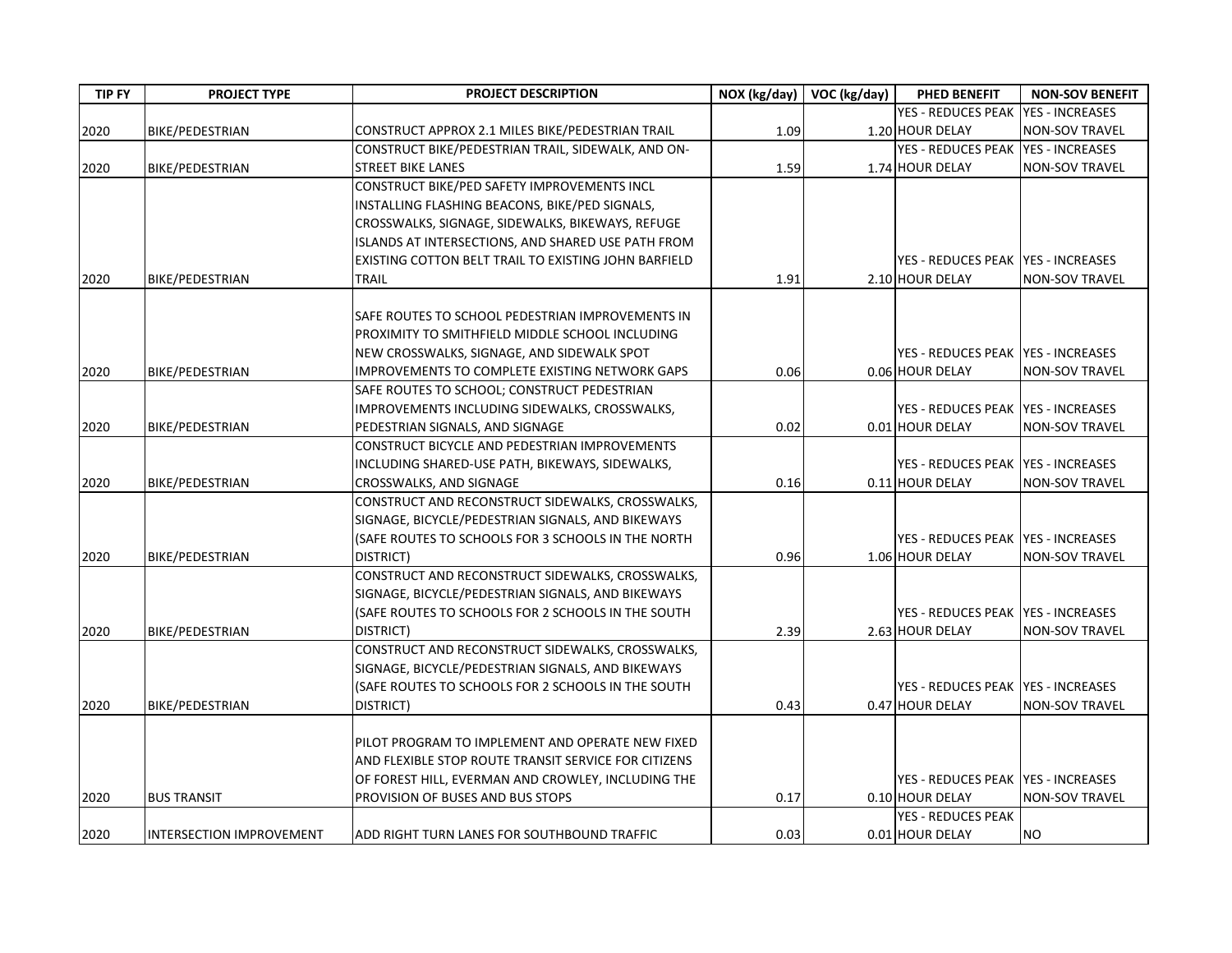| TIP FY | PROJECT TYPE | PROJECT DESCRIPTION | NOX (kg/day) | VOC (kg/day) | PHED BENEFIT | NON-SOV BENEFIT |
|---|---|---|---|---|---|---|
| 2020 | BIKE/PEDESTRIAN | CONSTRUCT APPROX 2.1 MILES BIKE/PEDESTRIAN TRAIL | 1.09 | 1.20 | YES - REDUCES PEAK HOUR DELAY | YES - INCREASES NON-SOV TRAVEL |
| 2020 | BIKE/PEDESTRIAN | CONSTRUCT BIKE/PEDESTRIAN TRAIL, SIDEWALK, AND ON-STREET BIKE LANES | 1.59 | 1.74 | YES - REDUCES PEAK HOUR DELAY | YES - INCREASES NON-SOV TRAVEL |
| 2020 | BIKE/PEDESTRIAN | CONSTRUCT BIKE/PED SAFETY IMPROVEMENTS INCL INSTALLING FLASHING BEACONS, BIKE/PED SIGNALS, CROSSWALKS, SIGNAGE, SIDEWALKS, BIKEWAYS, REFUGE ISLANDS AT INTERSECTIONS, AND SHARED USE PATH FROM EXISTING COTTON BELT TRAIL TO EXISTING JOHN BARFIELD TRAIL | 1.91 | 2.10 | YES - REDUCES PEAK HOUR DELAY | YES - INCREASES NON-SOV TRAVEL |
| 2020 | BIKE/PEDESTRIAN | SAFE ROUTES TO SCHOOL PEDESTRIAN IMPROVEMENTS IN PROXIMITY TO SMITHFIELD MIDDLE SCHOOL INCLUDING NEW CROSSWALKS, SIGNAGE, AND SIDEWALK SPOT IMPROVEMENTS TO COMPLETE EXISTING NETWORK GAPS | 0.06 | 0.06 | YES - REDUCES PEAK HOUR DELAY | YES - INCREASES NON-SOV TRAVEL |
| 2020 | BIKE/PEDESTRIAN | SAFE ROUTES TO SCHOOL; CONSTRUCT PEDESTRIAN IMPROVEMENTS INCLUDING SIDEWALKS, CROSSWALKS, PEDESTRIAN SIGNALS, AND SIGNAGE | 0.02 | 0.01 | YES - REDUCES PEAK HOUR DELAY | YES - INCREASES NON-SOV TRAVEL |
| 2020 | BIKE/PEDESTRIAN | CONSTRUCT BICYCLE AND PEDESTRIAN IMPROVEMENTS INCLUDING SHARED-USE PATH, BIKEWAYS, SIDEWALKS, CROSSWALKS, AND SIGNAGE | 0.16 | 0.11 | YES - REDUCES PEAK HOUR DELAY | YES - INCREASES NON-SOV TRAVEL |
| 2020 | BIKE/PEDESTRIAN | CONSTRUCT AND RECONSTRUCT SIDEWALKS, CROSSWALKS, SIGNAGE, BICYCLE/PEDESTRIAN SIGNALS, AND BIKEWAYS (SAFE ROUTES TO SCHOOLS FOR 3 SCHOOLS IN THE NORTH DISTRICT) | 0.96 | 1.06 | YES - REDUCES PEAK HOUR DELAY | YES - INCREASES NON-SOV TRAVEL |
| 2020 | BIKE/PEDESTRIAN | CONSTRUCT AND RECONSTRUCT SIDEWALKS, CROSSWALKS, SIGNAGE, BICYCLE/PEDESTRIAN SIGNALS, AND BIKEWAYS (SAFE ROUTES TO SCHOOLS FOR 2 SCHOOLS IN THE SOUTH DISTRICT) | 2.39 | 2.63 | YES - REDUCES PEAK HOUR DELAY | YES - INCREASES NON-SOV TRAVEL |
| 2020 | BIKE/PEDESTRIAN | CONSTRUCT AND RECONSTRUCT SIDEWALKS, CROSSWALKS, SIGNAGE, BICYCLE/PEDESTRIAN SIGNALS, AND BIKEWAYS (SAFE ROUTES TO SCHOOLS FOR 2 SCHOOLS IN THE SOUTH DISTRICT) | 0.43 | 0.47 | YES - REDUCES PEAK HOUR DELAY | YES - INCREASES NON-SOV TRAVEL |
| 2020 | BUS TRANSIT | PILOT PROGRAM TO IMPLEMENT AND OPERATE NEW FIXED AND FLEXIBLE STOP ROUTE TRANSIT SERVICE FOR CITIZENS OF FOREST HILL, EVERMAN AND CROWLEY, INCLUDING THE PROVISION OF BUSES AND BUS STOPS | 0.17 | 0.10 | YES - REDUCES PEAK HOUR DELAY | YES - INCREASES NON-SOV TRAVEL |
| 2020 | INTERSECTION IMPROVEMENT | ADD RIGHT TURN LANES FOR SOUTHBOUND TRAFFIC | 0.03 | 0.01 | YES - REDUCES PEAK HOUR DELAY | NO |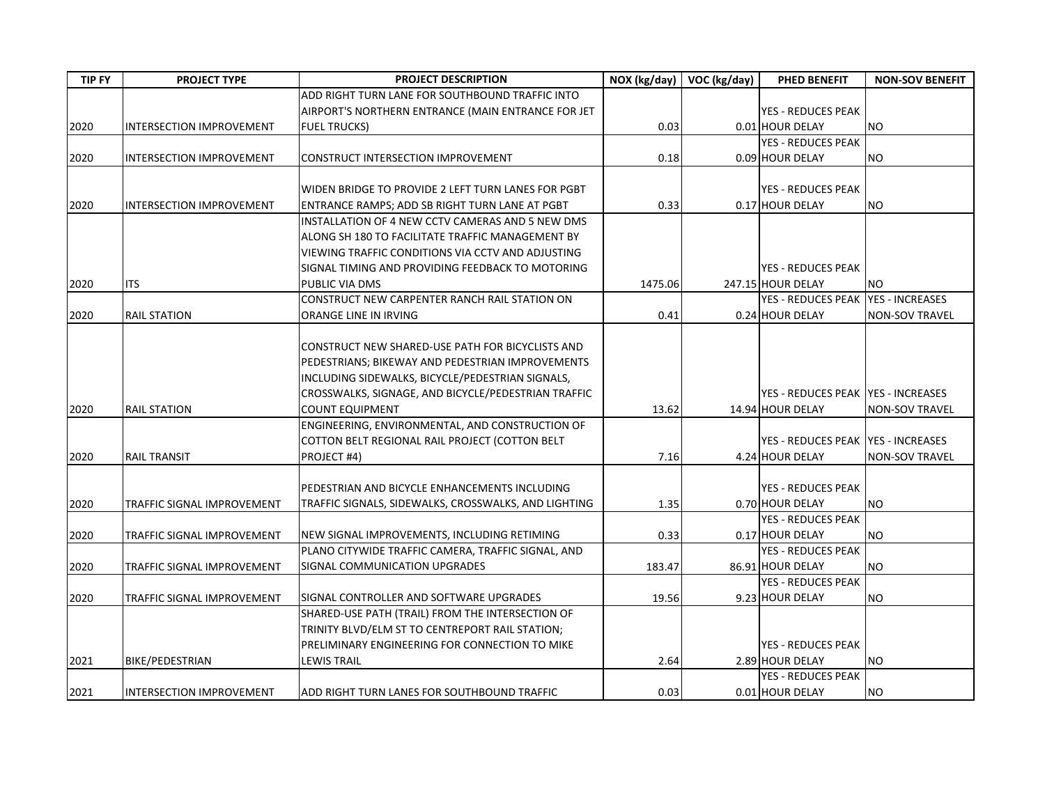| TIP FY | PROJECT TYPE | PROJECT DESCRIPTION | NOX (kg/day) | VOC (kg/day) | PHED BENEFIT | NON-SOV BENEFIT |
|---|---|---|---|---|---|---|
| 2020 | INTERSECTION IMPROVEMENT | ADD RIGHT TURN LANE FOR SOUTHBOUND TRAFFIC INTO AIRPORT'S NORTHERN ENTRANCE (MAIN ENTRANCE FOR JET FUEL TRUCKS) | 0.03 | 0.01 | YES - REDUCES PEAK HOUR DELAY | NO |
| 2020 | INTERSECTION IMPROVEMENT | CONSTRUCT INTERSECTION IMPROVEMENT | 0.18 | 0.09 | YES - REDUCES PEAK HOUR DELAY | NO |
| 2020 | INTERSECTION IMPROVEMENT | WIDEN BRIDGE TO PROVIDE 2 LEFT TURN LANES FOR PGBT ENTRANCE RAMPS; ADD SB RIGHT TURN LANE AT PGBT | 0.33 | 0.17 | YES - REDUCES PEAK HOUR DELAY | NO |
| 2020 | ITS | INSTALLATION OF 4 NEW CCTV CAMERAS AND 5 NEW DMS ALONG SH 180 TO FACILITATE TRAFFIC MANAGEMENT BY VIEWING TRAFFIC CONDITIONS VIA CCTV AND ADJUSTING SIGNAL TIMING AND PROVIDING FEEDBACK TO MOTORING PUBLIC VIA DMS | 1475.06 | 247.15 | YES - REDUCES PEAK HOUR DELAY | NO |
| 2020 | RAIL STATION | CONSTRUCT NEW CARPENTER RANCH RAIL STATION ON ORANGE LINE IN IRVING | 0.41 | 0.24 | YES - REDUCES PEAK HOUR DELAY | YES - INCREASES NON-SOV TRAVEL |
| 2020 | RAIL STATION | CONSTRUCT NEW SHARED-USE PATH FOR BICYCLISTS AND PEDESTRIANS; BIKEWAY AND PEDESTRIAN IMPROVEMENTS INCLUDING SIDEWALKS, BICYCLE/PEDESTRIAN SIGNALS, CROSSWALKS, SIGNAGE, AND BICYCLE/PEDESTRIAN TRAFFIC COUNT EQUIPMENT | 13.62 | 14.94 | YES - REDUCES PEAK HOUR DELAY | YES - INCREASES NON-SOV TRAVEL |
| 2020 | RAIL TRANSIT | ENGINEERING, ENVIRONMENTAL, AND CONSTRUCTION OF COTTON BELT REGIONAL RAIL PROJECT (COTTON BELT PROJECT #4) | 7.16 | 4.24 | YES - REDUCES PEAK HOUR DELAY | YES - INCREASES NON-SOV TRAVEL |
| 2020 | TRAFFIC SIGNAL IMPROVEMENT | PEDESTRIAN AND BICYCLE ENHANCEMENTS INCLUDING TRAFFIC SIGNALS, SIDEWALKS, CROSSWALKS, AND LIGHTING | 1.35 | 0.70 | YES - REDUCES PEAK HOUR DELAY | NO |
| 2020 | TRAFFIC SIGNAL IMPROVEMENT | NEW SIGNAL IMPROVEMENTS, INCLUDING RETIMING | 0.33 | 0.17 | YES - REDUCES PEAK HOUR DELAY | NO |
| 2020 | TRAFFIC SIGNAL IMPROVEMENT | PLANO CITYWIDE TRAFFIC CAMERA, TRAFFIC SIGNAL, AND SIGNAL COMMUNICATION UPGRADES | 183.47 | 86.91 | YES - REDUCES PEAK HOUR DELAY | NO |
| 2020 | TRAFFIC SIGNAL IMPROVEMENT | SIGNAL CONTROLLER AND SOFTWARE UPGRADES | 19.56 | 9.23 | YES - REDUCES PEAK HOUR DELAY | NO |
| 2021 | BIKE/PEDESTRIAN | SHARED-USE PATH (TRAIL) FROM THE INTERSECTION OF TRINITY BLVD/ELM ST TO CENTREPORT RAIL STATION; PRELIMINARY ENGINEERING FOR CONNECTION TO MIKE LEWIS TRAIL | 2.64 | 2.89 | YES - REDUCES PEAK HOUR DELAY | NO |
| 2021 | INTERSECTION IMPROVEMENT | ADD RIGHT TURN LANES FOR SOUTHBOUND TRAFFIC | 0.03 | 0.01 | YES - REDUCES PEAK HOUR DELAY | NO |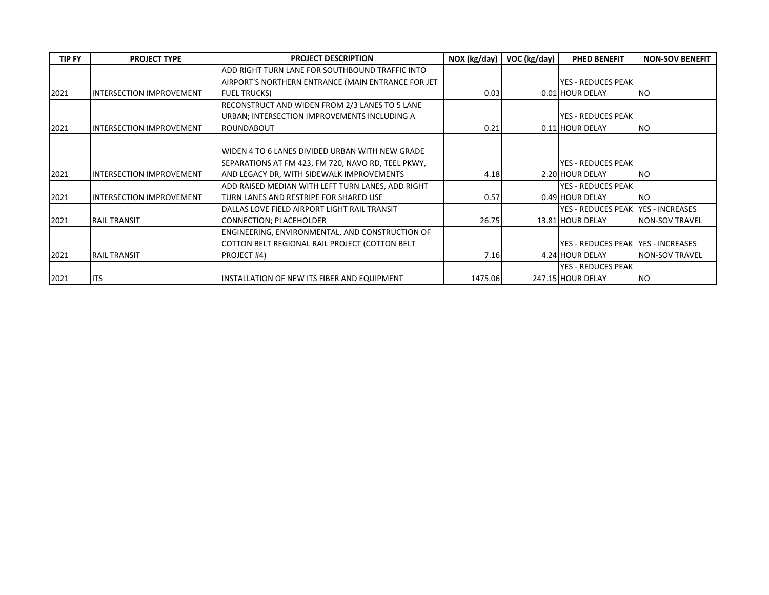| TIP FY | PROJECT TYPE | PROJECT DESCRIPTION | NOX (kg/day) | VOC (kg/day) | PHED BENEFIT | NON-SOV BENEFIT |
|---|---|---|---|---|---|---|
| 2021 | INTERSECTION IMPROVEMENT | ADD RIGHT TURN LANE FOR SOUTHBOUND TRAFFIC INTO AIRPORT'S NORTHERN ENTRANCE (MAIN ENTRANCE FOR JET FUEL TRUCKS) | 0.03 | 0.01 | YES - REDUCES PEAK HOUR DELAY | NO |
| 2021 | INTERSECTION IMPROVEMENT | RECONSTRUCT AND WIDEN FROM 2/3 LANES TO 5 LANE URBAN; INTERSECTION IMPROVEMENTS INCLUDING A ROUNDABOUT | 0.21 | 0.11 | YES - REDUCES PEAK HOUR DELAY | NO |
| 2021 | INTERSECTION IMPROVEMENT | WIDEN 4 TO 6 LANES DIVIDED URBAN WITH NEW GRADE SEPARATIONS AT FM 423, FM 720, NAVO RD, TEEL PKWY, AND LEGACY DR, WITH SIDEWALK IMPROVEMENTS | 4.18 | 2.20 | YES - REDUCES PEAK HOUR DELAY | NO |
| 2021 | INTERSECTION IMPROVEMENT | ADD RAISED MEDIAN WITH LEFT TURN LANES, ADD RIGHT TURN LANES AND RESTRIPE FOR SHARED USE | 0.57 | 0.49 | YES - REDUCES PEAK HOUR DELAY | NO |
| 2021 | RAIL TRANSIT | DALLAS LOVE FIELD AIRPORT LIGHT RAIL TRANSIT CONNECTION; PLACEHOLDER | 26.75 | 13.81 | YES - REDUCES PEAK HOUR DELAY | YES - INCREASES NON-SOV TRAVEL |
| 2021 | RAIL TRANSIT | ENGINEERING, ENVIRONMENTAL, AND CONSTRUCTION OF COTTON BELT REGIONAL RAIL PROJECT (COTTON BELT PROJECT #4) | 7.16 | 4.24 | YES - REDUCES PEAK HOUR DELAY | YES - INCREASES NON-SOV TRAVEL |
| 2021 | ITS | INSTALLATION OF NEW ITS FIBER AND EQUIPMENT | 1475.06 | 247.15 | YES - REDUCES PEAK HOUR DELAY | NO |